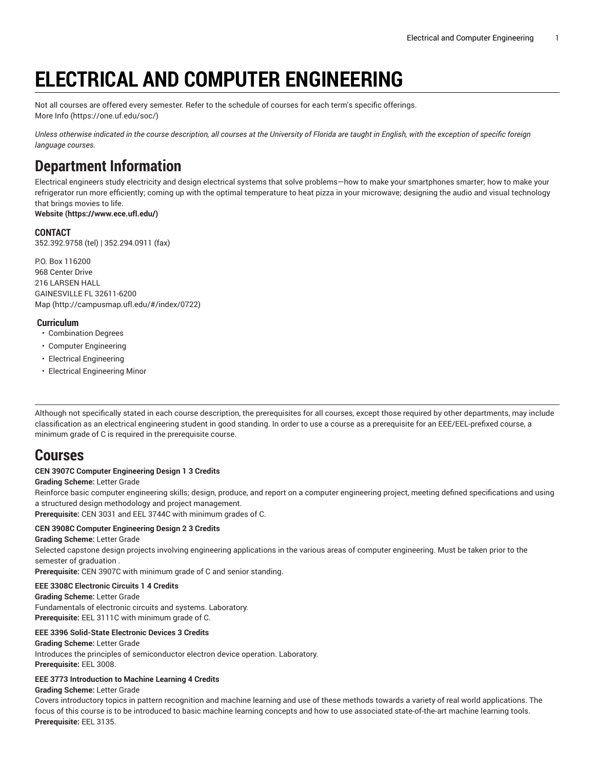# ELECTRICAL AND COMPUTER ENGINEERING

Not all courses are offered every semester. Refer to the schedule of courses for each term's specific offerings.
More Info (https://one.uf.edu/soc/)

*Unless otherwise indicated in the course description, all courses at the University of Florida are taught in English, with the exception of specific foreign language courses.*

## Department Information

Electrical engineers study electricity and design electrical systems that solve problems—how to make your smartphones smarter; how to make your refrigerator run more efficiently; coming up with the optimal temperature to heat pizza in your microwave; designing the audio and visual technology that brings movies to life.
**Website (https://www.ece.ufl.edu/)**

### CONTACT

352.392.9758 (tel) | 352.294.0911 (fax)

P.O. Box 116200
968 Center Drive
216 LARSEN HALL
GAINESVILLE FL 32611-6200
Map (http://campusmap.ufl.edu/#/index/0722)

### Curriculum

- Combination Degrees
- Computer Engineering
- Electrical Engineering
- Electrical Engineering Minor

---

Although not specifically stated in each course description, the prerequisites for all courses, except those required by other departments, may include classification as an electrical engineering student in good standing. In order to use a course as a prerequisite for an EEE/EEL-prefixed course, a minimum grade of C is required in the prerequisite course.

## Courses

**CEN 3907C Computer Engineering Design 1 3 Credits**
**Grading Scheme:** Letter Grade
Reinforce basic computer engineering skills; design, produce, and report on a computer engineering project, meeting defined specifications and using a structured design methodology and project management.
**Prerequisite:** CEN 3031 and EEL 3744C with minimum grades of C.

**CEN 3908C Computer Engineering Design 2 3 Credits**
**Grading Scheme:** Letter Grade
Selected capstone design projects involving engineering applications in the various areas of computer engineering. Must be taken prior to the semester of graduation .
**Prerequisite:** CEN 3907C with minimum grade of C and senior standing.

**EEE 3308C Electronic Circuits 1 4 Credits**
**Grading Scheme:** Letter Grade
Fundamentals of electronic circuits and systems. Laboratory.
**Prerequisite:** EEL 3111C with minimum grade of C.

**EEE 3396 Solid-State Electronic Devices 3 Credits**
**Grading Scheme:** Letter Grade
Introduces the principles of semiconductor electron device operation. Laboratory.
**Prerequisite:** EEL 3008.

**EEE 3773 Introduction to Machine Learning 4 Credits**
**Grading Scheme:** Letter Grade
Covers introductory topics in pattern recognition and machine learning and use of these methods towards a variety of real world applications. The focus of this course is to be introduced to basic machine learning concepts and how to use associated state-of-the-art machine learning tools.
**Prerequisite:** EEL 3135.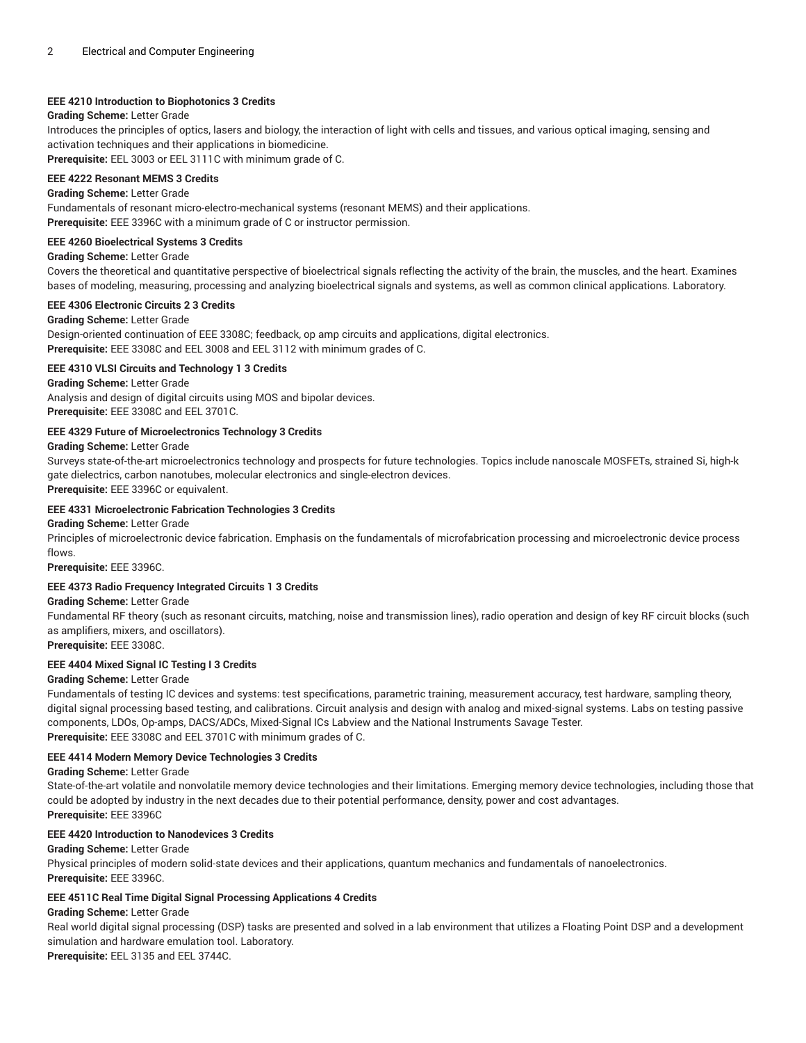**EEE 4210 Introduction to Biophotonics 3 Credits**

**Grading Scheme:** Letter Grade

Introduces the principles of optics, lasers and biology, the interaction of light with cells and tissues, and various optical imaging, sensing and activation techniques and their applications in biomedicine.

**Prerequisite:** EEL 3003 or EEL 3111C with minimum grade of C.

**EEE 4222 Resonant MEMS 3 Credits**

**Grading Scheme:** Letter Grade

Fundamentals of resonant micro-electro-mechanical systems (resonant MEMS) and their applications.

**Prerequisite:** EEE 3396C with a minimum grade of C or instructor permission.

**EEE 4260 Bioelectrical Systems 3 Credits**

**Grading Scheme:** Letter Grade

Covers the theoretical and quantitative perspective of bioelectrical signals reflecting the activity of the brain, the muscles, and the heart. Examines bases of modeling, measuring, processing and analyzing bioelectrical signals and systems, as well as common clinical applications. Laboratory.

**EEE 4306 Electronic Circuits 2 3 Credits**

**Grading Scheme:** Letter Grade

Design-oriented continuation of EEE 3308C; feedback, op amp circuits and applications, digital electronics.

**Prerequisite:** EEE 3308C and EEL 3008 and EEL 3112 with minimum grades of C.

**EEE 4310 VLSI Circuits and Technology 1 3 Credits**

**Grading Scheme:** Letter Grade

Analysis and design of digital circuits using MOS and bipolar devices.

**Prerequisite:** EEE 3308C and EEL 3701C.

**EEE 4329 Future of Microelectronics Technology 3 Credits**

**Grading Scheme:** Letter Grade

Surveys state-of-the-art microelectronics technology and prospects for future technologies. Topics include nanoscale MOSFETs, strained Si, high-k gate dielectrics, carbon nanotubes, molecular electronics and single-electron devices.

**Prerequisite:** EEE 3396C or equivalent.

**EEE 4331 Microelectronic Fabrication Technologies 3 Credits**

**Grading Scheme:** Letter Grade

Principles of microelectronic device fabrication. Emphasis on the fundamentals of microfabrication processing and microelectronic device process flows.

**Prerequisite:** EEE 3396C.

**EEE 4373 Radio Frequency Integrated Circuits 1 3 Credits**

**Grading Scheme:** Letter Grade

Fundamental RF theory (such as resonant circuits, matching, noise and transmission lines), radio operation and design of key RF circuit blocks (such as amplifiers, mixers, and oscillators).

**Prerequisite:** EEE 3308C.

**EEE 4404 Mixed Signal IC Testing I 3 Credits**

**Grading Scheme:** Letter Grade

Fundamentals of testing IC devices and systems: test specifications, parametric training, measurement accuracy, test hardware, sampling theory, digital signal processing based testing, and calibrations. Circuit analysis and design with analog and mixed-signal systems. Labs on testing passive components, LDOs, Op-amps, DACS/ADCs, Mixed-Signal ICs Labview and the National Instruments Savage Tester.

**Prerequisite:** EEE 3308C and EEL 3701C with minimum grades of C.

**EEE 4414 Modern Memory Device Technologies 3 Credits**

**Grading Scheme:** Letter Grade

State-of-the-art volatile and nonvolatile memory device technologies and their limitations. Emerging memory device technologies, including those that could be adopted by industry in the next decades due to their potential performance, density, power and cost advantages.

**Prerequisite:** EEE 3396C

**EEE 4420 Introduction to Nanodevices 3 Credits**

**Grading Scheme:** Letter Grade

Physical principles of modern solid-state devices and their applications, quantum mechanics and fundamentals of nanoelectronics.

**Prerequisite:** EEE 3396C.

**EEE 4511C Real Time Digital Signal Processing Applications 4 Credits**

**Grading Scheme:** Letter Grade

Real world digital signal processing (DSP) tasks are presented and solved in a lab environment that utilizes a Floating Point DSP and a development simulation and hardware emulation tool. Laboratory.

**Prerequisite:** EEL 3135 and EEL 3744C.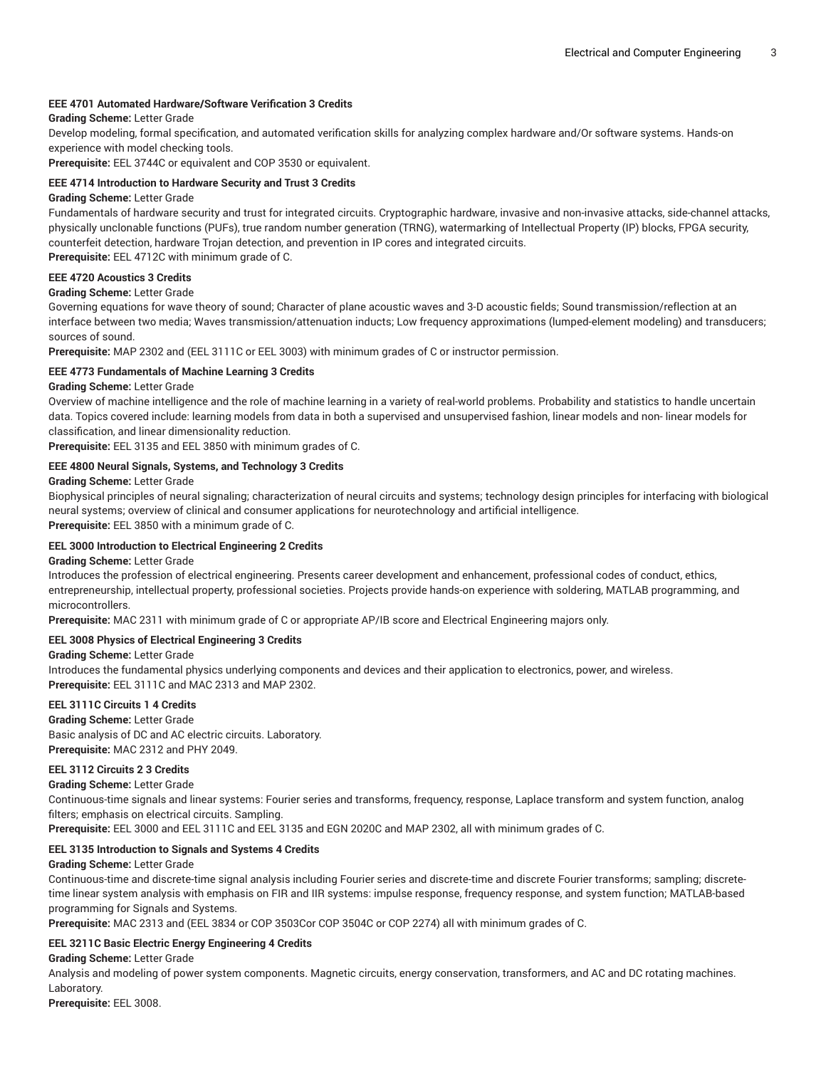**EEE 4701 Automated Hardware/Software Verification 3 Credits**

**Grading Scheme:** Letter Grade

Develop modeling, formal specification, and automated verification skills for analyzing complex hardware and/Or software systems. Hands-on experience with model checking tools.

**Prerequisite:** EEL 3744C or equivalent and COP 3530 or equivalent.

**EEE 4714 Introduction to Hardware Security and Trust 3 Credits**

**Grading Scheme:** Letter Grade

Fundamentals of hardware security and trust for integrated circuits. Cryptographic hardware, invasive and non-invasive attacks, side-channel attacks, physically unclonable functions (PUFs), true random number generation (TRNG), watermarking of Intellectual Property (IP) blocks, FPGA security, counterfeit detection, hardware Trojan detection, and prevention in IP cores and integrated circuits.

**Prerequisite:** EEL 4712C with minimum grade of C.

**EEE 4720 Acoustics 3 Credits**

**Grading Scheme:** Letter Grade

Governing equations for wave theory of sound; Character of plane acoustic waves and 3-D acoustic fields; Sound transmission/reflection at an interface between two media; Waves transmission/attenuation inducts; Low frequency approximations (lumped-element modeling) and transducers; sources of sound.

**Prerequisite:** MAP 2302 and (EEL 3111C or EEL 3003) with minimum grades of C or instructor permission.

**EEE 4773 Fundamentals of Machine Learning 3 Credits**

**Grading Scheme:** Letter Grade

Overview of machine intelligence and the role of machine learning in a variety of real-world problems. Probability and statistics to handle uncertain data. Topics covered include: learning models from data in both a supervised and unsupervised fashion, linear models and non- linear models for classification, and linear dimensionality reduction.

**Prerequisite:** EEL 3135 and EEL 3850 with minimum grades of C.

**EEE 4800 Neural Signals, Systems, and Technology 3 Credits**

**Grading Scheme:** Letter Grade

Biophysical principles of neural signaling; characterization of neural circuits and systems; technology design principles for interfacing with biological neural systems; overview of clinical and consumer applications for neurotechnology and artificial intelligence.

**Prerequisite:** EEL 3850 with a minimum grade of C.

**EEL 3000 Introduction to Electrical Engineering 2 Credits**

**Grading Scheme:** Letter Grade

Introduces the profession of electrical engineering. Presents career development and enhancement, professional codes of conduct, ethics, entrepreneurship, intellectual property, professional societies. Projects provide hands-on experience with soldering, MATLAB programming, and microcontrollers.

**Prerequisite:** MAC 2311 with minimum grade of C or appropriate AP/IB score and Electrical Engineering majors only.

**EEL 3008 Physics of Electrical Engineering 3 Credits**

**Grading Scheme:** Letter Grade

Introduces the fundamental physics underlying components and devices and their application to electronics, power, and wireless.

**Prerequisite:** EEL 3111C and MAC 2313 and MAP 2302.

**EEL 3111C Circuits 1 4 Credits**

**Grading Scheme:** Letter Grade

Basic analysis of DC and AC electric circuits. Laboratory.

**Prerequisite:** MAC 2312 and PHY 2049.

**EEL 3112 Circuits 2 3 Credits**

**Grading Scheme:** Letter Grade

Continuous-time signals and linear systems: Fourier series and transforms, frequency, response, Laplace transform and system function, analog filters; emphasis on electrical circuits. Sampling.

**Prerequisite:** EEL 3000 and EEL 3111C and EEL 3135 and EGN 2020C and MAP 2302, all with minimum grades of C.

**EEL 3135 Introduction to Signals and Systems 4 Credits**

**Grading Scheme:** Letter Grade

Continuous-time and discrete-time signal analysis including Fourier series and discrete-time and discrete Fourier transforms; sampling; discrete-time linear system analysis with emphasis on FIR and IIR systems: impulse response, frequency response, and system function; MATLAB-based programming for Signals and Systems.

**Prerequisite:** MAC 2313 and (EEL 3834 or COP 3503Cor COP 3504C or COP 2274) all with minimum grades of C.

**EEL 3211C Basic Electric Energy Engineering 4 Credits**

**Grading Scheme:** Letter Grade

Analysis and modeling of power system components. Magnetic circuits, energy conservation, transformers, and AC and DC rotating machines. Laboratory.

**Prerequisite:** EEL 3008.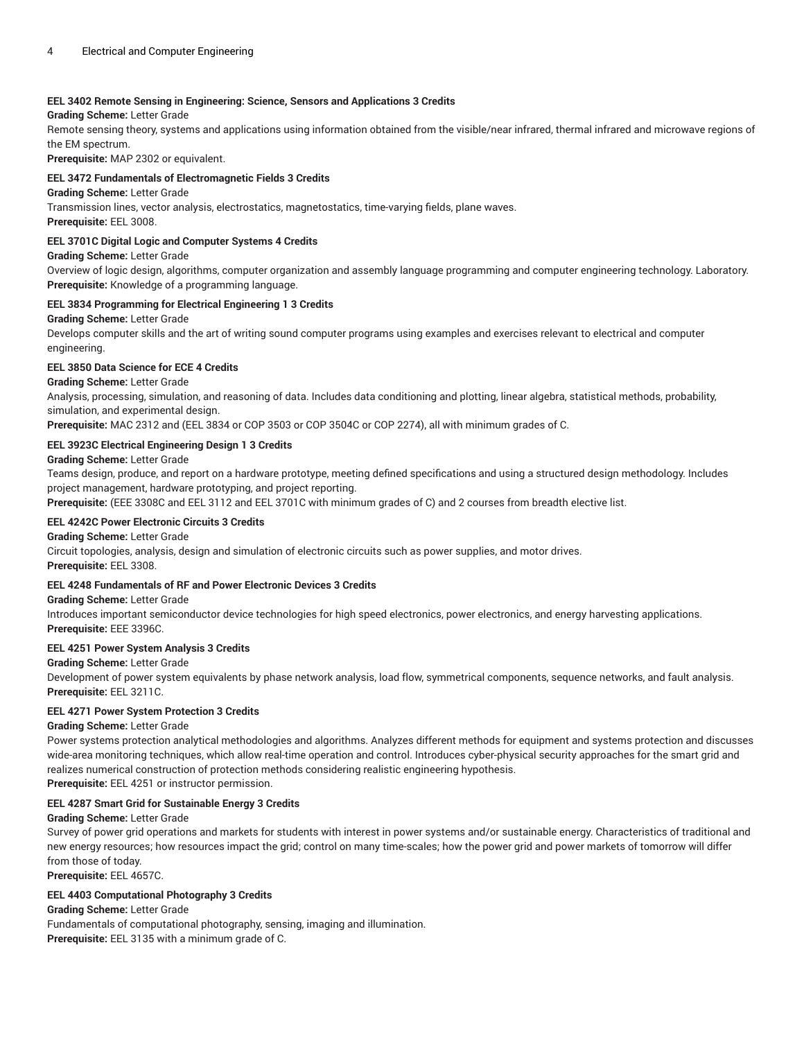**EEL 3402 Remote Sensing in Engineering: Science, Sensors and Applications 3 Credits**

**Grading Scheme:** Letter Grade

Remote sensing theory, systems and applications using information obtained from the visible/near infrared, thermal infrared and microwave regions of the EM spectrum.

**Prerequisite:** MAP 2302 or equivalent.

**EEL 3472 Fundamentals of Electromagnetic Fields 3 Credits**

**Grading Scheme:** Letter Grade

Transmission lines, vector analysis, electrostatics, magnetostatics, time-varying fields, plane waves.

**Prerequisite:** EEL 3008.

**EEL 3701C Digital Logic and Computer Systems 4 Credits**

**Grading Scheme:** Letter Grade

Overview of logic design, algorithms, computer organization and assembly language programming and computer engineering technology. Laboratory.

**Prerequisite:** Knowledge of a programming language.

**EEL 3834 Programming for Electrical Engineering 1 3 Credits**

**Grading Scheme:** Letter Grade

Develops computer skills and the art of writing sound computer programs using examples and exercises relevant to electrical and computer engineering.

**EEL 3850 Data Science for ECE 4 Credits**

**Grading Scheme:** Letter Grade

Analysis, processing, simulation, and reasoning of data. Includes data conditioning and plotting, linear algebra, statistical methods, probability, simulation, and experimental design.

**Prerequisite:** MAC 2312 and (EEL 3834 or COP 3503 or COP 3504C or COP 2274), all with minimum grades of C.

**EEL 3923C Electrical Engineering Design 1 3 Credits**

**Grading Scheme:** Letter Grade

Teams design, produce, and report on a hardware prototype, meeting defined specifications and using a structured design methodology. Includes project management, hardware prototyping, and project reporting.

**Prerequisite:** (EEE 3308C and EEL 3112 and EEL 3701C with minimum grades of C) and 2 courses from breadth elective list.

**EEL 4242C Power Electronic Circuits 3 Credits**

**Grading Scheme:** Letter Grade

Circuit topologies, analysis, design and simulation of electronic circuits such as power supplies, and motor drives.

**Prerequisite:** EEL 3308.

**EEL 4248 Fundamentals of RF and Power Electronic Devices 3 Credits**

**Grading Scheme:** Letter Grade

Introduces important semiconductor device technologies for high speed electronics, power electronics, and energy harvesting applications.

**Prerequisite:** EEE 3396C.

**EEL 4251 Power System Analysis 3 Credits**

**Grading Scheme:** Letter Grade

Development of power system equivalents by phase network analysis, load flow, symmetrical components, sequence networks, and fault analysis.

**Prerequisite:** EEL 3211C.

**EEL 4271 Power System Protection 3 Credits**

**Grading Scheme:** Letter Grade

Power systems protection analytical methodologies and algorithms. Analyzes different methods for equipment and systems protection and discusses wide-area monitoring techniques, which allow real-time operation and control. Introduces cyber-physical security approaches for the smart grid and realizes numerical construction of protection methods considering realistic engineering hypothesis.

**Prerequisite:** EEL 4251 or instructor permission.

**EEL 4287 Smart Grid for Sustainable Energy 3 Credits**

**Grading Scheme:** Letter Grade

Survey of power grid operations and markets for students with interest in power systems and/or sustainable energy. Characteristics of traditional and new energy resources; how resources impact the grid; control on many time-scales; how the power grid and power markets of tomorrow will differ from those of today.

**Prerequisite:** EEL 4657C.

**EEL 4403 Computational Photography 3 Credits**

**Grading Scheme:** Letter Grade

Fundamentals of computational photography, sensing, imaging and illumination.

**Prerequisite:** EEL 3135 with a minimum grade of C.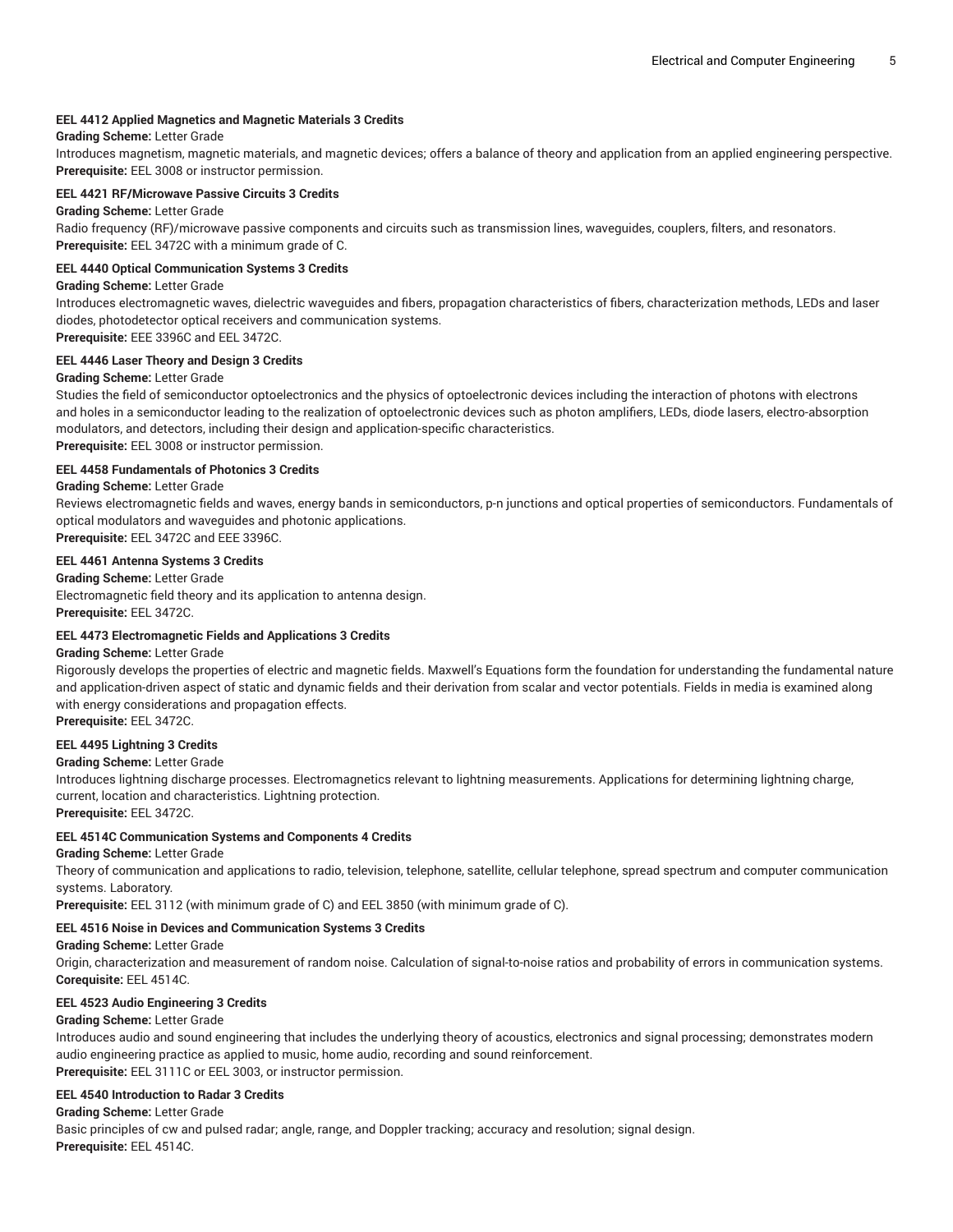**EEL 4412 Applied Magnetics and Magnetic Materials 3 Credits**

**Grading Scheme:** Letter Grade

Introduces magnetism, magnetic materials, and magnetic devices; offers a balance of theory and application from an applied engineering perspective.

**Prerequisite:** EEL 3008 or instructor permission.

**EEL 4421 RF/Microwave Passive Circuits 3 Credits**

**Grading Scheme:** Letter Grade

Radio frequency (RF)/microwave passive components and circuits such as transmission lines, waveguides, couplers, filters, and resonators.

**Prerequisite:** EEL 3472C with a minimum grade of C.

**EEL 4440 Optical Communication Systems 3 Credits**

**Grading Scheme:** Letter Grade

Introduces electromagnetic waves, dielectric waveguides and fibers, propagation characteristics of fibers, characterization methods, LEDs and laser diodes, photodetector optical receivers and communication systems.

**Prerequisite:** EEE 3396C and EEL 3472C.

**EEL 4446 Laser Theory and Design 3 Credits**

**Grading Scheme:** Letter Grade

Studies the field of semiconductor optoelectronics and the physics of optoelectronic devices including the interaction of photons with electrons and holes in a semiconductor leading to the realization of optoelectronic devices such as photon amplifiers, LEDs, diode lasers, electro-absorption modulators, and detectors, including their design and application-specific characteristics.

**Prerequisite:** EEL 3008 or instructor permission.

**EEL 4458 Fundamentals of Photonics 3 Credits**

**Grading Scheme:** Letter Grade

Reviews electromagnetic fields and waves, energy bands in semiconductors, p-n junctions and optical properties of semiconductors. Fundamentals of optical modulators and waveguides and photonic applications.

**Prerequisite:** EEL 3472C and EEE 3396C.

**EEL 4461 Antenna Systems 3 Credits**

**Grading Scheme:** Letter Grade

Electromagnetic field theory and its application to antenna design.

**Prerequisite:** EEL 3472C.

**EEL 4473 Electromagnetic Fields and Applications 3 Credits**

**Grading Scheme:** Letter Grade

Rigorously develops the properties of electric and magnetic fields. Maxwell's Equations form the foundation for understanding the fundamental nature and application-driven aspect of static and dynamic fields and their derivation from scalar and vector potentials. Fields in media is examined along with energy considerations and propagation effects.

**Prerequisite:** EEL 3472C.

**EEL 4495 Lightning 3 Credits**

**Grading Scheme:** Letter Grade

Introduces lightning discharge processes. Electromagnetics relevant to lightning measurements. Applications for determining lightning charge, current, location and characteristics. Lightning protection.

**Prerequisite:** EEL 3472C.

**EEL 4514C Communication Systems and Components 4 Credits**

**Grading Scheme:** Letter Grade

Theory of communication and applications to radio, television, telephone, satellite, cellular telephone, spread spectrum and computer communication systems. Laboratory.

**Prerequisite:** EEL 3112 (with minimum grade of C) and EEL 3850 (with minimum grade of C).

**EEL 4516 Noise in Devices and Communication Systems 3 Credits**

**Grading Scheme:** Letter Grade

Origin, characterization and measurement of random noise. Calculation of signal-to-noise ratios and probability of errors in communication systems.

**Corequisite:** EEL 4514C.

**EEL 4523 Audio Engineering 3 Credits**

**Grading Scheme:** Letter Grade

Introduces audio and sound engineering that includes the underlying theory of acoustics, electronics and signal processing; demonstrates modern audio engineering practice as applied to music, home audio, recording and sound reinforcement.

**Prerequisite:** EEL 3111C or EEL 3003, or instructor permission.

**EEL 4540 Introduction to Radar 3 Credits**

**Grading Scheme:** Letter Grade

Basic principles of cw and pulsed radar; angle, range, and Doppler tracking; accuracy and resolution; signal design.

**Prerequisite:** EEL 4514C.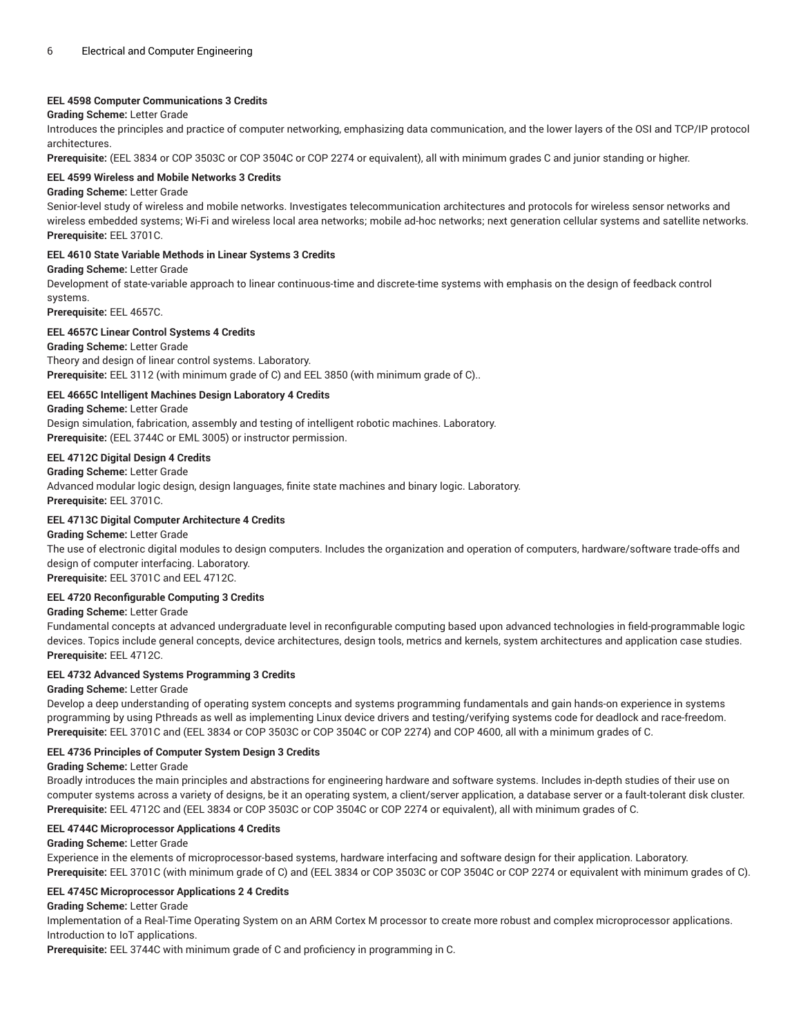**EEL 4598 Computer Communications 3 Credits**

**Grading Scheme:** Letter Grade

Introduces the principles and practice of computer networking, emphasizing data communication, and the lower layers of the OSI and TCP/IP protocol architectures.

**Prerequisite:** (EEL 3834 or COP 3503C or COP 3504C or COP 2274 or equivalent), all with minimum grades C and junior standing or higher.

**EEL 4599 Wireless and Mobile Networks 3 Credits**

**Grading Scheme:** Letter Grade

Senior-level study of wireless and mobile networks. Investigates telecommunication architectures and protocols for wireless sensor networks and wireless embedded systems; Wi-Fi and wireless local area networks; mobile ad-hoc networks; next generation cellular systems and satellite networks.

**Prerequisite:** EEL 3701C.

**EEL 4610 State Variable Methods in Linear Systems 3 Credits**

**Grading Scheme:** Letter Grade

Development of state-variable approach to linear continuous-time and discrete-time systems with emphasis on the design of feedback control systems.

**Prerequisite:** EEL 4657C.

**EEL 4657C Linear Control Systems 4 Credits**

**Grading Scheme:** Letter Grade

Theory and design of linear control systems. Laboratory.

**Prerequisite:** EEL 3112 (with minimum grade of C) and EEL 3850 (with minimum grade of C)..

**EEL 4665C Intelligent Machines Design Laboratory 4 Credits**

**Grading Scheme:** Letter Grade

Design simulation, fabrication, assembly and testing of intelligent robotic machines. Laboratory.

**Prerequisite:** (EEL 3744C or EML 3005) or instructor permission.

**EEL 4712C Digital Design 4 Credits**

**Grading Scheme:** Letter Grade

Advanced modular logic design, design languages, finite state machines and binary logic. Laboratory.

**Prerequisite:** EEL 3701C.

**EEL 4713C Digital Computer Architecture 4 Credits**

**Grading Scheme:** Letter Grade

The use of electronic digital modules to design computers. Includes the organization and operation of computers, hardware/software trade-offs and design of computer interfacing. Laboratory.

**Prerequisite:** EEL 3701C and EEL 4712C.

**EEL 4720 Reconfigurable Computing 3 Credits**

**Grading Scheme:** Letter Grade

Fundamental concepts at advanced undergraduate level in reconfigurable computing based upon advanced technologies in field-programmable logic devices. Topics include general concepts, device architectures, design tools, metrics and kernels, system architectures and application case studies.

**Prerequisite:** EEL 4712C.

**EEL 4732 Advanced Systems Programming 3 Credits**

**Grading Scheme:** Letter Grade

Develop a deep understanding of operating system concepts and systems programming fundamentals and gain hands-on experience in systems programming by using Pthreads as well as implementing Linux device drivers and testing/verifying systems code for deadlock and race-freedom.

**Prerequisite:** EEL 3701C and (EEL 3834 or COP 3503C or COP 3504C or COP 2274) and COP 4600, all with a minimum grades of C.

**EEL 4736 Principles of Computer System Design 3 Credits**

**Grading Scheme:** Letter Grade

Broadly introduces the main principles and abstractions for engineering hardware and software systems. Includes in-depth studies of their use on computer systems across a variety of designs, be it an operating system, a client/server application, a database server or a fault-tolerant disk cluster.

**Prerequisite:** EEL 4712C and (EEL 3834 or COP 3503C or COP 3504C or COP 2274 or equivalent), all with minimum grades of C.

**EEL 4744C Microprocessor Applications 4 Credits**

**Grading Scheme:** Letter Grade

Experience in the elements of microprocessor-based systems, hardware interfacing and software design for their application. Laboratory.

**Prerequisite:** EEL 3701C (with minimum grade of C) and (EEL 3834 or COP 3503C or COP 3504C or COP 2274 or equivalent with minimum grades of C).

**EEL 4745C Microprocessor Applications 2 4 Credits**

**Grading Scheme:** Letter Grade

Implementation of a Real-Time Operating System on an ARM Cortex M processor to create more robust and complex microprocessor applications. Introduction to IoT applications.

**Prerequisite:** EEL 3744C with minimum grade of C and proficiency in programming in C.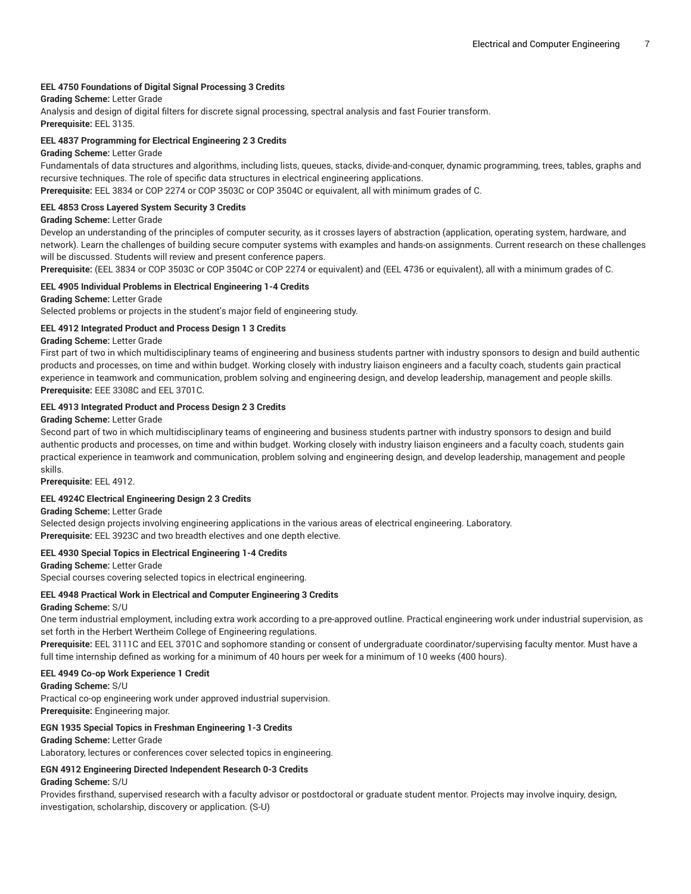**EEL 4750 Foundations of Digital Signal Processing 3 Credits**

**Grading Scheme:** Letter Grade

Analysis and design of digital filters for discrete signal processing, spectral analysis and fast Fourier transform.

**Prerequisite:** EEL 3135.

**EEL 4837 Programming for Electrical Engineering 2 3 Credits**

**Grading Scheme:** Letter Grade

Fundamentals of data structures and algorithms, including lists, queues, stacks, divide-and-conquer, dynamic programming, trees, tables, graphs and recursive techniques. The role of specific data structures in electrical engineering applications.

**Prerequisite:** EEL 3834 or COP 2274 or COP 3503C or COP 3504C or equivalent, all with minimum grades of C.

**EEL 4853 Cross Layered System Security 3 Credits**

**Grading Scheme:** Letter Grade

Develop an understanding of the principles of computer security, as it crosses layers of abstraction (application, operating system, hardware, and network). Learn the challenges of building secure computer systems with examples and hands-on assignments. Current research on these challenges will be discussed. Students will review and present conference papers.

**Prerequisite:** (EEL 3834 or COP 3503C or COP 3504C or COP 2274 or equivalent) and (EEL 4736 or equivalent), all with a minimum grades of C.

**EEL 4905 Individual Problems in Electrical Engineering 1-4 Credits**

**Grading Scheme:** Letter Grade

Selected problems or projects in the student's major field of engineering study.

**EEL 4912 Integrated Product and Process Design 1 3 Credits**

**Grading Scheme:** Letter Grade

First part of two in which multidisciplinary teams of engineering and business students partner with industry sponsors to design and build authentic products and processes, on time and within budget. Working closely with industry liaison engineers and a faculty coach, students gain practical experience in teamwork and communication, problem solving and engineering design, and develop leadership, management and people skills.

**Prerequisite:** EEE 3308C and EEL 3701C.

**EEL 4913 Integrated Product and Process Design 2 3 Credits**

**Grading Scheme:** Letter Grade

Second part of two in which multidisciplinary teams of engineering and business students partner with industry sponsors to design and build authentic products and processes, on time and within budget. Working closely with industry liaison engineers and a faculty coach, students gain practical experience in teamwork and communication, problem solving and engineering design, and develop leadership, management and people skills.

**Prerequisite:** EEL 4912.

**EEL 4924C Electrical Engineering Design 2 3 Credits**

**Grading Scheme:** Letter Grade

Selected design projects involving engineering applications in the various areas of electrical engineering. Laboratory.

**Prerequisite:** EEL 3923C and two breadth electives and one depth elective.

**EEL 4930 Special Topics in Electrical Engineering 1-4 Credits**

**Grading Scheme:** Letter Grade

Special courses covering selected topics in electrical engineering.

**EEL 4948 Practical Work in Electrical and Computer Engineering 3 Credits**

**Grading Scheme:** S/U

One term industrial employment, including extra work according to a pre-approved outline. Practical engineering work under industrial supervision, as set forth in the Herbert Wertheim College of Engineering regulations.

**Prerequisite:** EEL 3111C and EEL 3701C and sophomore standing or consent of undergraduate coordinator/supervising faculty mentor. Must have a full time internship defined as working for a minimum of 40 hours per week for a minimum of 10 weeks (400 hours).

**EEL 4949 Co-op Work Experience 1 Credit**

**Grading Scheme:** S/U

Practical co-op engineering work under approved industrial supervision.

**Prerequisite:** Engineering major.

**EGN 1935 Special Topics in Freshman Engineering 1-3 Credits**

**Grading Scheme:** Letter Grade

Laboratory, lectures or conferences cover selected topics in engineering.

**EGN 4912 Engineering Directed Independent Research 0-3 Credits**

**Grading Scheme:** S/U

Provides firsthand, supervised research with a faculty advisor or postdoctoral or graduate student mentor. Projects may involve inquiry, design, investigation, scholarship, discovery or application. (S-U)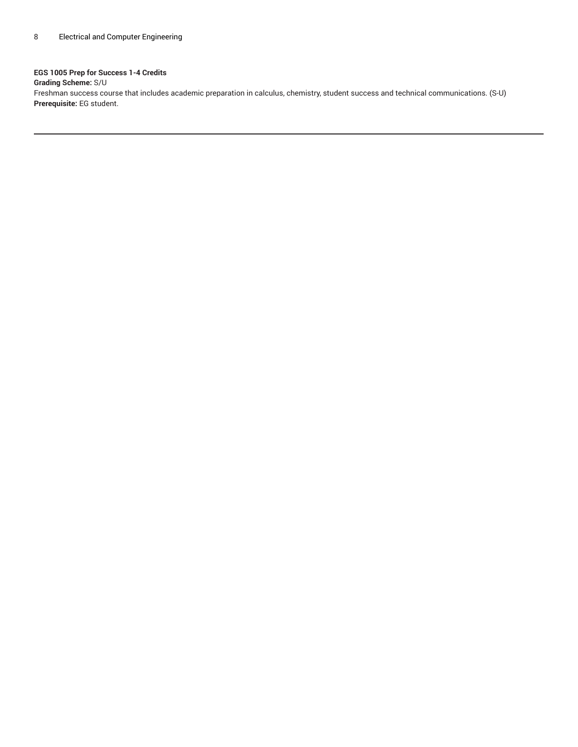**EGS 1005 Prep for Success 1-4 Credits**
**Grading Scheme:** S/U
Freshman success course that includes academic preparation in calculus, chemistry, student success and technical communications. (S-U)
**Prerequisite:** EG student.

---